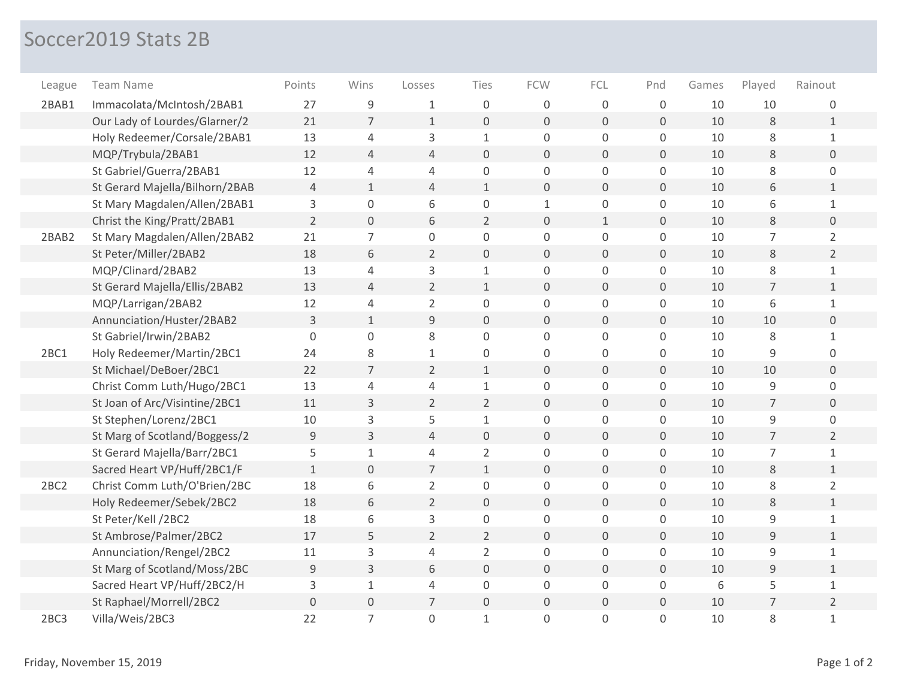# Soccer2019 Stats 2B

| League | Team Name | Points | Wins | Losses | Ties | FCW | FCL | Pnd | Games | Played | Rainout |
|---|---|---|---|---|---|---|---|---|---|---|---|
| 2BAB1 | Immacolata/McIntosh/2BAB1 | 27 | 9 | 1 | 0 | 0 | 0 | 0 | 10 | 10 | 0 |
| | Our Lady of Lourdes/Glarner/2 | 21 | 7 | 1 | 0 | 0 | 0 | 0 | 10 | 8 | 1 |
| | Holy Redeemer/Corsale/2BAB1 | 13 | 4 | 3 | 1 | 0 | 0 | 0 | 10 | 8 | 1 |
| | MQP/Trybula/2BAB1 | 12 | 4 | 4 | 0 | 0 | 0 | 0 | 10 | 8 | 0 |
| | St Gabriel/Guerra/2BAB1 | 12 | 4 | 4 | 0 | 0 | 0 | 0 | 10 | 8 | 0 |
| | St Gerard Majella/Bilhorn/2BAB | 4 | 1 | 4 | 1 | 0 | 0 | 0 | 10 | 6 | 1 |
| | St Mary Magdalen/Allen/2BAB1 | 3 | 0 | 6 | 0 | 1 | 0 | 0 | 10 | 6 | 1 |
| | Christ the King/Pratt/2BAB1 | 2 | 0 | 6 | 2 | 0 | 1 | 0 | 10 | 8 | 0 |
| 2BAB2 | St Mary Magdalen/Allen/2BAB2 | 21 | 7 | 0 | 0 | 0 | 0 | 0 | 10 | 7 | 2 |
| | St Peter/Miller/2BAB2 | 18 | 6 | 2 | 0 | 0 | 0 | 0 | 10 | 8 | 2 |
| | MQP/Clinard/2BAB2 | 13 | 4 | 3 | 1 | 0 | 0 | 0 | 10 | 8 | 1 |
| | St Gerard Majella/Ellis/2BAB2 | 13 | 4 | 2 | 1 | 0 | 0 | 0 | 10 | 7 | 1 |
| | MQP/Larrigan/2BAB2 | 12 | 4 | 2 | 0 | 0 | 0 | 0 | 10 | 6 | 1 |
| | Annunciation/Huster/2BAB2 | 3 | 1 | 9 | 0 | 0 | 0 | 0 | 10 | 10 | 0 |
| | St Gabriel/Irwin/2BAB2 | 0 | 0 | 8 | 0 | 0 | 0 | 0 | 10 | 8 | 1 |
| 2BC1 | Holy Redeemer/Martin/2BC1 | 24 | 8 | 1 | 0 | 0 | 0 | 0 | 10 | 9 | 0 |
| | St Michael/DeBoer/2BC1 | 22 | 7 | 2 | 1 | 0 | 0 | 0 | 10 | 10 | 0 |
| | Christ Comm Luth/Hugo/2BC1 | 13 | 4 | 4 | 1 | 0 | 0 | 0 | 10 | 9 | 0 |
| | St Joan of Arc/Visintine/2BC1 | 11 | 3 | 2 | 2 | 0 | 0 | 0 | 10 | 7 | 0 |
| | St Stephen/Lorenz/2BC1 | 10 | 3 | 5 | 1 | 0 | 0 | 0 | 10 | 9 | 0 |
| | St Marg of Scotland/Boggess/2 | 9 | 3 | 4 | 0 | 0 | 0 | 0 | 10 | 7 | 2 |
| | St Gerard Majella/Barr/2BC1 | 5 | 1 | 4 | 2 | 0 | 0 | 0 | 10 | 7 | 1 |
| | Sacred Heart VP/Huff/2BC1/F | 1 | 0 | 7 | 1 | 0 | 0 | 0 | 10 | 8 | 1 |
| 2BC2 | Christ Comm Luth/O'Brien/2BC | 18 | 6 | 2 | 0 | 0 | 0 | 0 | 10 | 8 | 2 |
| | Holy Redeemer/Sebek/2BC2 | 18 | 6 | 2 | 0 | 0 | 0 | 0 | 10 | 8 | 1 |
| | St Peter/Kell /2BC2 | 18 | 6 | 3 | 0 | 0 | 0 | 0 | 10 | 9 | 1 |
| | St Ambrose/Palmer/2BC2 | 17 | 5 | 2 | 2 | 0 | 0 | 0 | 10 | 9 | 1 |
| | Annunciation/Rengel/2BC2 | 11 | 3 | 4 | 2 | 0 | 0 | 0 | 10 | 9 | 1 |
| | St Marg of Scotland/Moss/2BC | 9 | 3 | 6 | 0 | 0 | 0 | 0 | 10 | 9 | 1 |
| | Sacred Heart VP/Huff/2BC2/H | 3 | 1 | 4 | 0 | 0 | 0 | 0 | 6 | 5 | 1 |
| | St Raphael/Morrell/2BC2 | 0 | 0 | 7 | 0 | 0 | 0 | 0 | 10 | 7 | 2 |
| 2BC3 | Villa/Weis/2BC3 | 22 | 7 | 0 | 1 | 0 | 0 | 0 | 10 | 8 | 1 |

Friday, November 15, 2019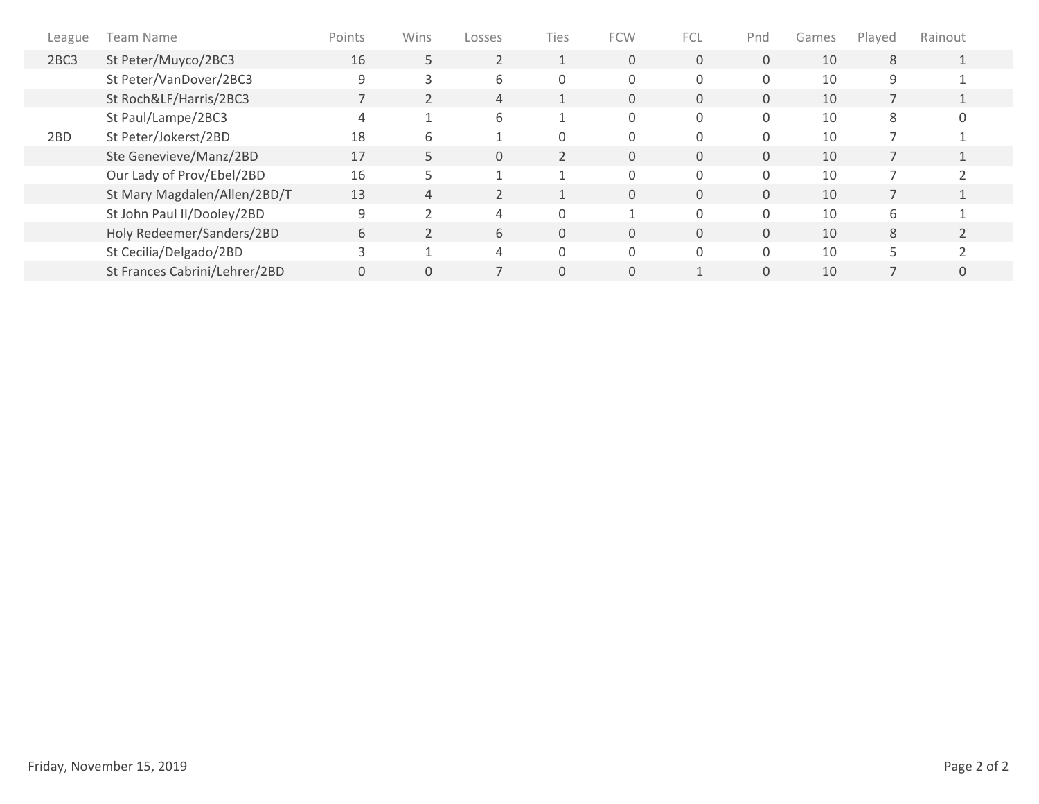| League | Team Name | Points | Wins | Losses | Ties | FCW | FCL | Pnd | Games | Played | Rainout |
|---|---|---|---|---|---|---|---|---|---|---|---|
| 2BC3 | St Peter/Muyco/2BC3 | 16 | 5 | 2 | 1 | 0 | 0 | 0 | 10 | 8 | 1 |
| | St Peter/VanDover/2BC3 | 9 | 3 | 6 | 0 | 0 | 0 | 0 | 10 | 9 | 1 |
| | St Roch&LF/Harris/2BC3 | 7 | 2 | 4 | 1 | 0 | 0 | 0 | 10 | 7 | 1 |
| | St Paul/Lampe/2BC3 | 4 | 1 | 6 | 1 | 0 | 0 | 0 | 10 | 8 | 0 |
| 2BD | St Peter/Jokerst/2BD | 18 | 6 | 1 | 0 | 0 | 0 | 0 | 10 | 7 | 1 |
| | Ste Genevieve/Manz/2BD | 17 | 5 | 0 | 2 | 0 | 0 | 0 | 10 | 7 | 1 |
| | Our Lady of Prov/Ebel/2BD | 16 | 5 | 1 | 1 | 0 | 0 | 0 | 10 | 7 | 2 |
| | St Mary Magdalen/Allen/2BD/T | 13 | 4 | 2 | 1 | 0 | 0 | 0 | 10 | 7 | 1 |
| | St John Paul II/Dooley/2BD | 9 | 2 | 4 | 0 | 1 | 0 | 0 | 10 | 6 | 1 |
| | Holy Redeemer/Sanders/2BD | 6 | 2 | 6 | 0 | 0 | 0 | 0 | 10 | 8 | 2 |
| | St Cecilia/Delgado/2BD | 3 | 1 | 4 | 0 | 0 | 0 | 0 | 10 | 5 | 2 |
| | St Frances Cabrini/Lehrer/2BD | 0 | 0 | 7 | 0 | 0 | 1 | 0 | 10 | 7 | 0 |

Friday, November 15, 2019